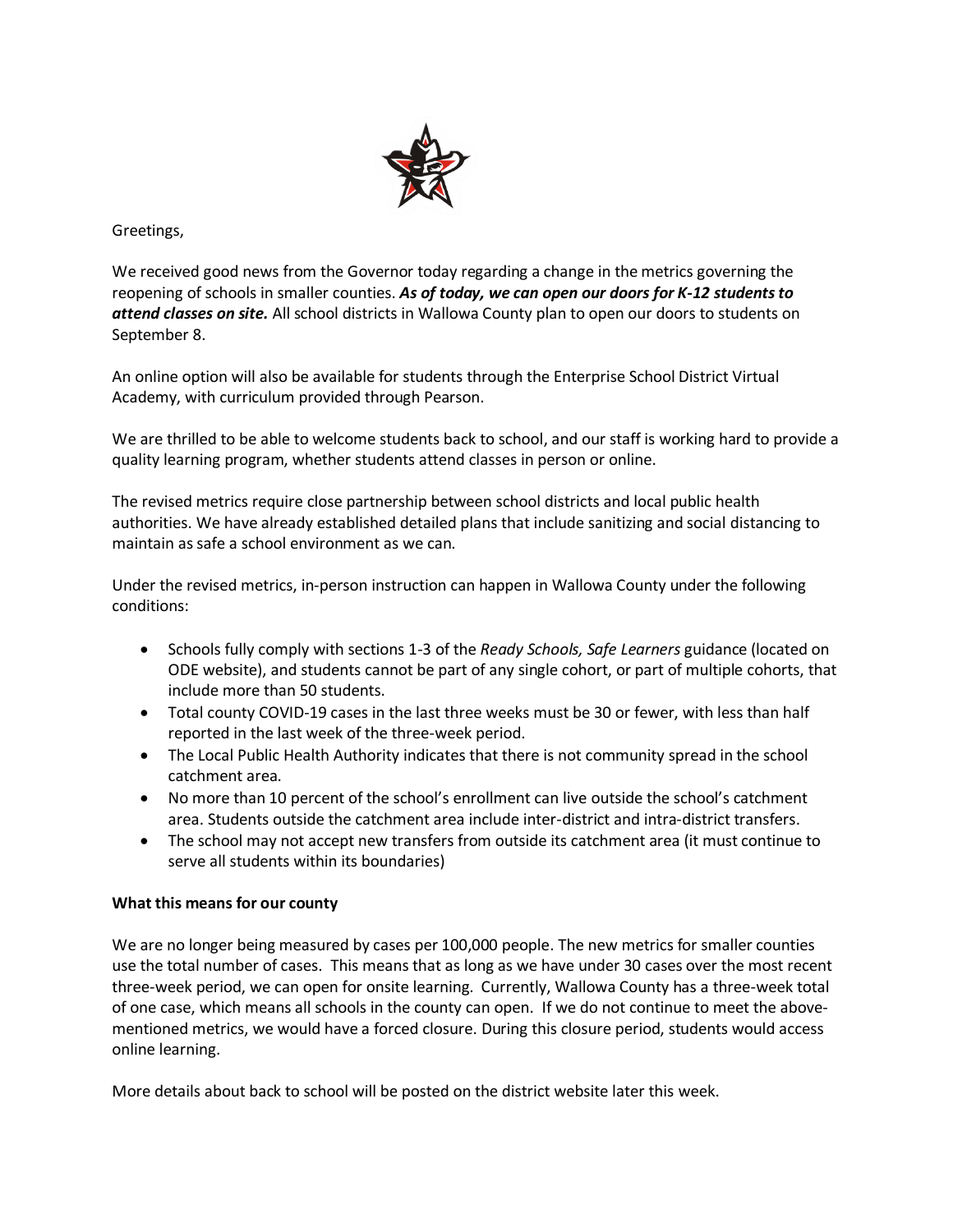Greetings,

We received good news from the Governor today regarding a change in the metrics governing the reopening of schools in smaller counties. ***As of today, we can open our doors for K-12 students to attend classes on site.*** All school districts in Wallowa County plan to open our doors to students on September 8.

An online option will also be available for students through the Enterprise School District Virtual Academy, with curriculum provided through Pearson.

We are thrilled to be able to welcome students back to school, and our staff is working hard to provide a quality learning program, whether students attend classes in person or online.

The revised metrics require close partnership between school districts and local public health authorities. We have already established detailed plans that include sanitizing and social distancing to maintain as safe a school environment as we can.

Under the revised metrics, in-person instruction can happen in Wallowa County under the following conditions:

- Schools fully comply with sections 1-3 of the *Ready Schools, Safe Learners* guidance (located on ODE website), and students cannot be part of any single cohort, or part of multiple cohorts, that include more than 50 students.
- Total county COVID-19 cases in the last three weeks must be 30 or fewer, with less than half reported in the last week of the three-week period.
- The Local Public Health Authority indicates that there is not community spread in the school catchment area.
- No more than 10 percent of the school's enrollment can live outside the school's catchment area. Students outside the catchment area include inter-district and intra-district transfers.
- The school may not accept new transfers from outside its catchment area (it must continue to serve all students within its boundaries)

**What this means for our county**

We are no longer being measured by cases per 100,000 people. The new metrics for smaller counties use the total number of cases. This means that as long as we have under 30 cases over the most recent three-week period, we can open for onsite learning. Currently, Wallowa County has a three-week total of one case, which means all schools in the county can open. If we do not continue to meet the above-mentioned metrics, we would have a forced closure. During this closure period, students would access online learning.

More details about back to school will be posted on the district website later this week.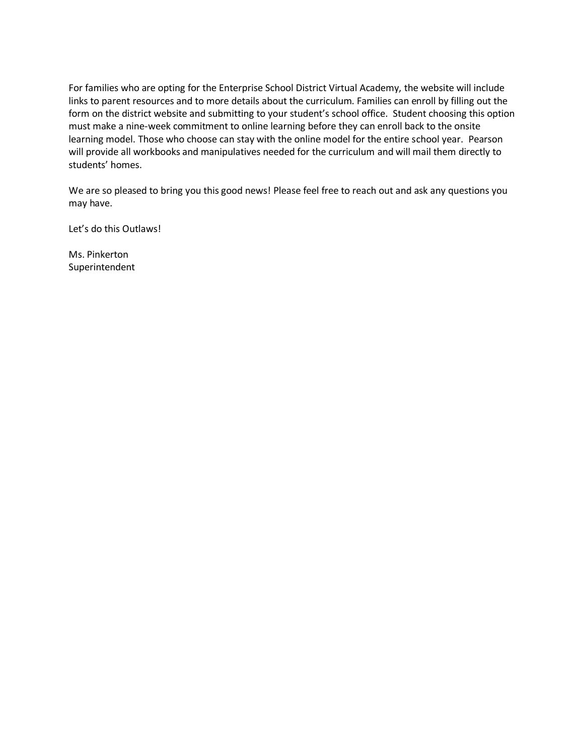For families who are opting for the Enterprise School District Virtual Academy, the website will include links to parent resources and to more details about the curriculum. Families can enroll by filling out the form on the district website and submitting to your student's school office. Student choosing this option must make a nine-week commitment to online learning before they can enroll back to the onsite learning model. Those who choose can stay with the online model for the entire school year. Pearson will provide all workbooks and manipulatives needed for the curriculum and will mail them directly to students' homes.

We are so pleased to bring you this good news! Please feel free to reach out and ask any questions you may have.

Let's do this Outlaws!

Ms. Pinkerton
Superintendent